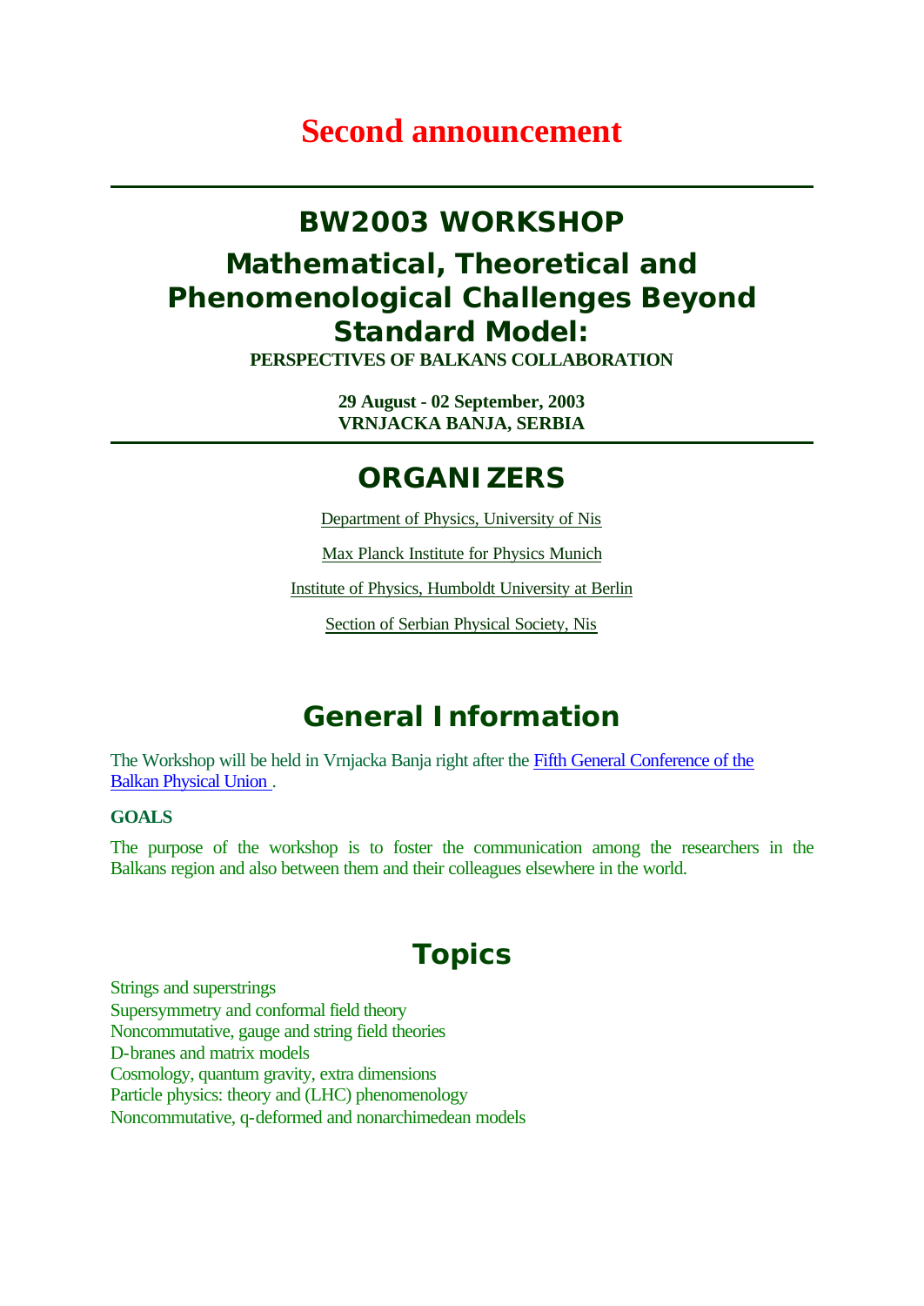# Second announcement

---

## BW2003 WORKSHOP

## Mathematical, Theoretical and Phenomenological Challenges Beyond Standard Model:

**PERSPECTIVES OF BALKANS COLLABORATION**

**29 August - 02 September, 2003**
**VRNJACKA BANJA, SERBIA**

---

## ORGANIZERS

Department of Physics, University of Nis

Max Planck Institute for Physics Munich

Institute of Physics, Humboldt University at Berlin

Section of Serbian Physical Society, Nis

## General Information

The Workshop will be held in Vrnjacka Banja right after the Fifth General Conference of the Balkan Physical Union .

**GOALS**

The purpose of the workshop is to foster the communication among the researchers in the Balkans region and also between them and their colleagues elsewhere in the world.

## Topics

Strings and superstrings
Supersymmetry and conformal field theory
Noncommutative, gauge and string field theories
D-branes and matrix models
Cosmology, quantum gravity, extra dimensions
Particle physics: theory and (LHC) phenomenology
Noncommutative, q-deformed and nonarchimedean models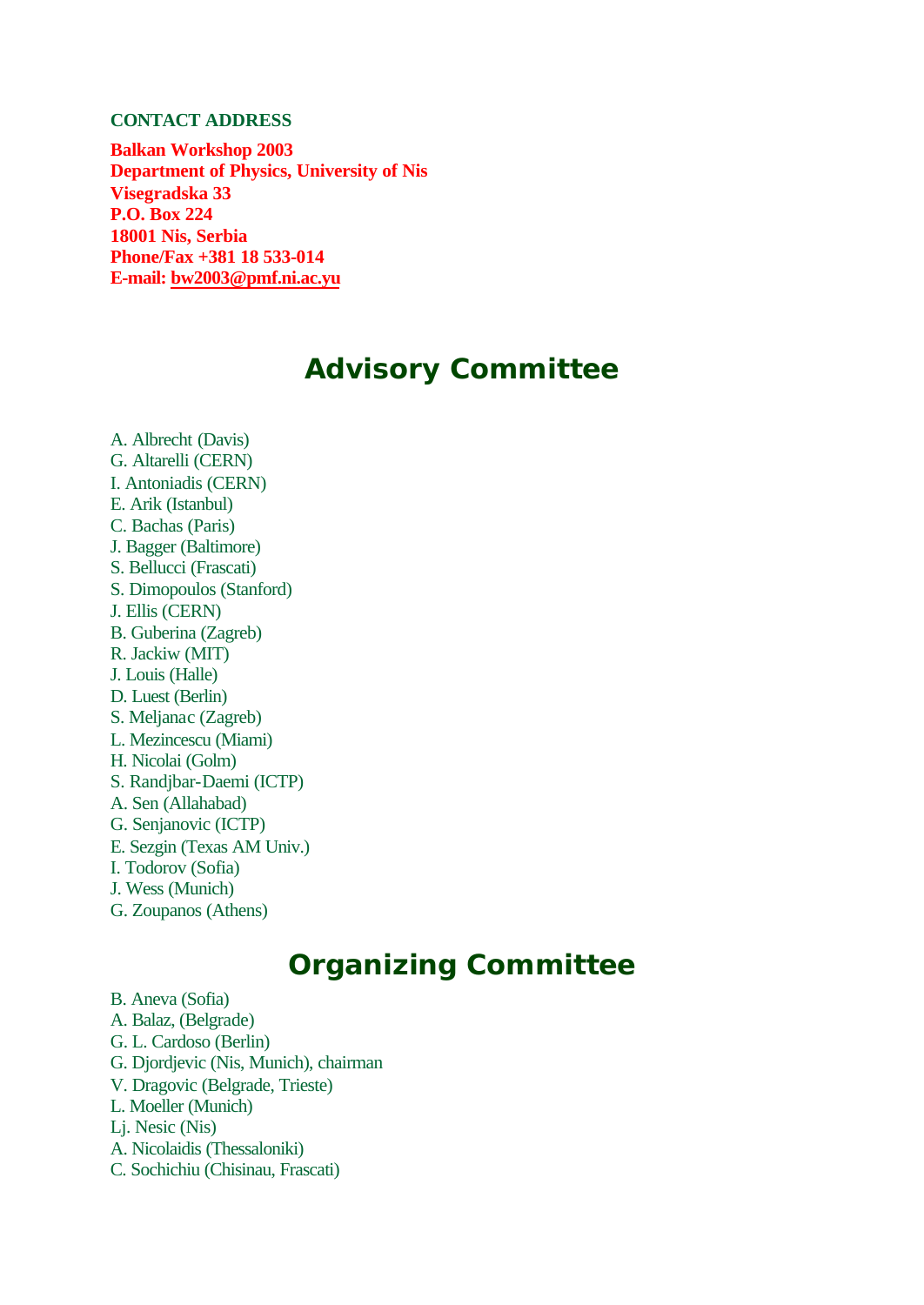**CONTACT ADDRESS**

**Balkan Workshop 2003**
**Department of Physics, University of Nis**
**Visegradska 33**
**P.O. Box 224**
**18001 Nis, Serbia**
**Phone/Fax +381 18 533-014**
**E-mail: bw2003@pmf.ni.ac.yu**

# Advisory Committee

A. Albrecht (Davis)
G. Altarelli (CERN)
I. Antoniadis (CERN)
E. Arik (Istanbul)
C. Bachas (Paris)
J. Bagger (Baltimore)
S. Bellucci (Frascati)
S. Dimopoulos (Stanford)
J. Ellis (CERN)
B. Guberina (Zagreb)
R. Jackiw (MIT)
J. Louis (Halle)
D. Luest (Berlin)
S. Meljanac (Zagreb)
L. Mezincescu (Miami)
H. Nicolai (Golm)
S. Randjbar-Daemi (ICTP)
A. Sen (Allahabad)
G. Senjanovic (ICTP)
E. Sezgin (Texas AM Univ.)
I. Todorov (Sofia)
J. Wess (Munich)
G. Zoupanos (Athens)

# Organizing Committee

B. Aneva (Sofia)
A. Balaz, (Belgrade)
G. L. Cardoso (Berlin)
G. Djordjevic (Nis, Munich), chairman
V. Dragovic (Belgrade, Trieste)
L. Moeller (Munich)
Lj. Nesic (Nis)
A. Nicolaidis (Thessaloniki)
C. Sochichiu (Chisinau, Frascati)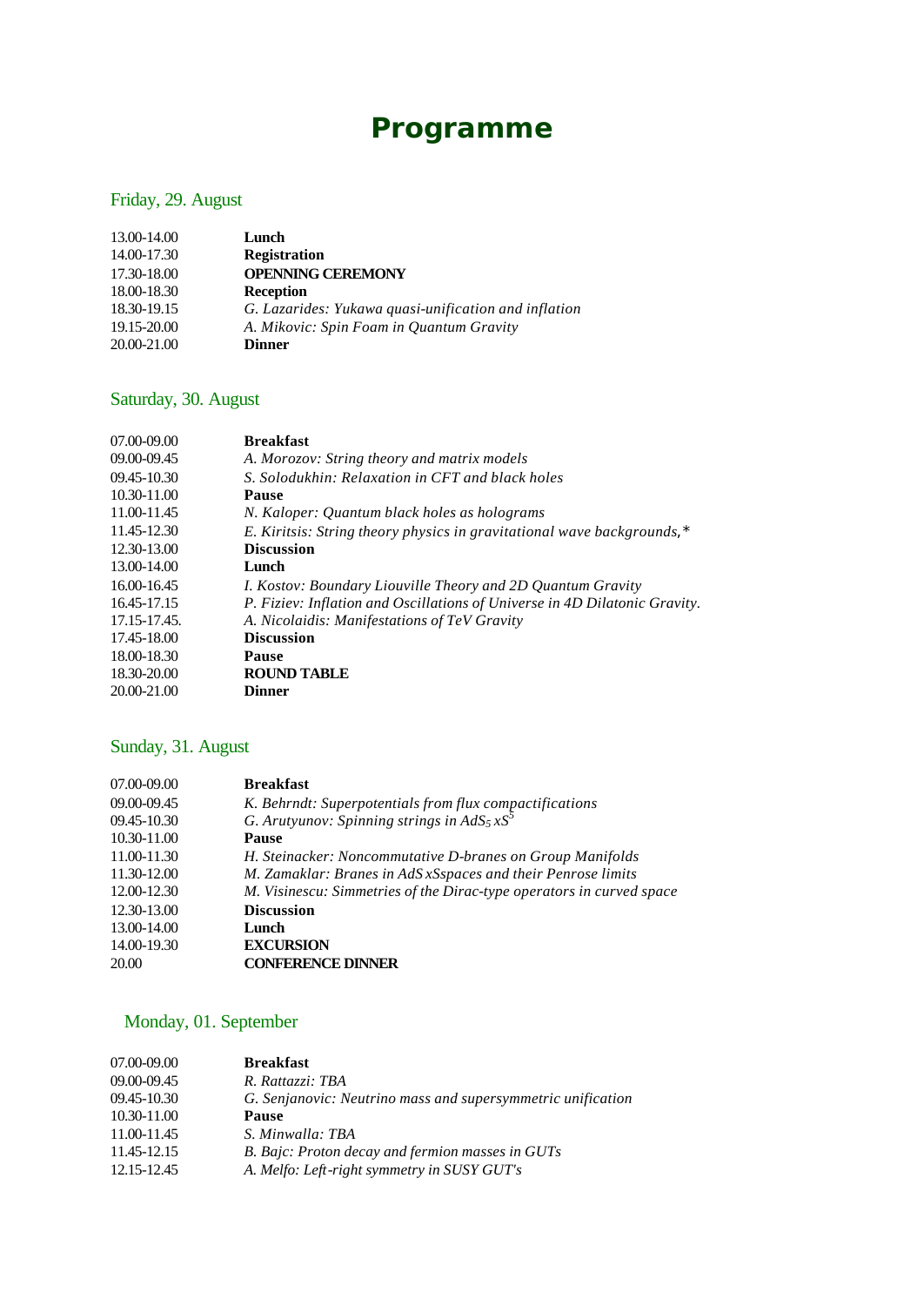# Programme

## Friday, 29. August

| | |
|---|---|
| 13.00-14.00 | **Lunch** |
| 14.00-17.30 | **Registration** |
| 17.30-18.00 | **OPENNING CEREMONY** |
| 18.00-18.30 | **Reception** |
| 18.30-19.15 | *G. Lazarides: Yukawa quasi-unification and inflation* |
| 19.15-20.00 | *A. Mikovic: Spin Foam in Quantum Gravity* |
| 20.00-21.00 | **Dinner** |

## Saturday, 30. August

| | |
|---|---|
| 07.00-09.00 | **Breakfast** |
| 09.00-09.45 | *A. Morozov: String theory and matrix models* |
| 09.45-10.30 | *S. Solodukhin: Relaxation in CFT and black holes* |
| 10.30-11.00 | **Pause** |
| 11.00-11.45 | *N. Kaloper: Quantum black holes as holograms* |
| 11.45-12.30 | *E. Kiritsis: String theory physics in gravitational wave backgrounds,** |
| 12.30-13.00 | **Discussion** |
| 13.00-14.00 | **Lunch** |
| 16.00-16.45 | *I. Kostov: Boundary Liouville Theory and 2D Quantum Gravity* |
| 16.45-17.15 | *P. Fiziev: Inflation and Oscillations of Universe in 4D Dilatonic Gravity.* |
| 17.15-17.45. | *A. Nicolaidis: Manifestations of TeV Gravity* |
| 17.45-18.00 | **Discussion** |
| 18.00-18.30 | **Pause** |
| 18.30-20.00 | **ROUND TABLE** |
| 20.00-21.00 | **Dinner** |

## Sunday, 31. August

| | |
|---|---|
| 07.00-09.00 | **Breakfast** |
| 09.00-09.45 | *K. Behrndt: Superpotentials from flux compactifications* |
| 09.45-10.30 | *G. Arutyunov: Spinning strings in* $AdS_5 x S^5$ |
| 10.30-11.00 | **Pause** |
| 11.00-11.30 | *H. Steinacker: Noncommutative D-branes on Group Manifolds* |
| 11.30-12.00 | *M. Zamaklar: Branes in AdS xSspaces and their Penrose limits* |
| 12.00-12.30 | *M. Visinescu: Simmetries of the Dirac-type operators in curved space* |
| 12.30-13.00 | **Discussion** |
| 13.00-14.00 | **Lunch** |
| 14.00-19.30 | **EXCURSION** |
| 20.00 | **CONFERENCE DINNER** |

## Monday, 01. September

| | |
|---|---|
| 07.00-09.00 | **Breakfast** |
| 09.00-09.45 | *R. Rattazzi: TBA* |
| 09.45-10.30 | *G. Senjanovic: Neutrino mass and supersymmetric unification* |
| 10.30-11.00 | **Pause** |
| 11.00-11.45 | *S. Minwalla: TBA* |
| 11.45-12.15 | *B. Bajc: Proton decay and fermion masses in GUTs* |
| 12.15-12.45 | *A. Melfo: Left-right symmetry in SUSY GUT's* |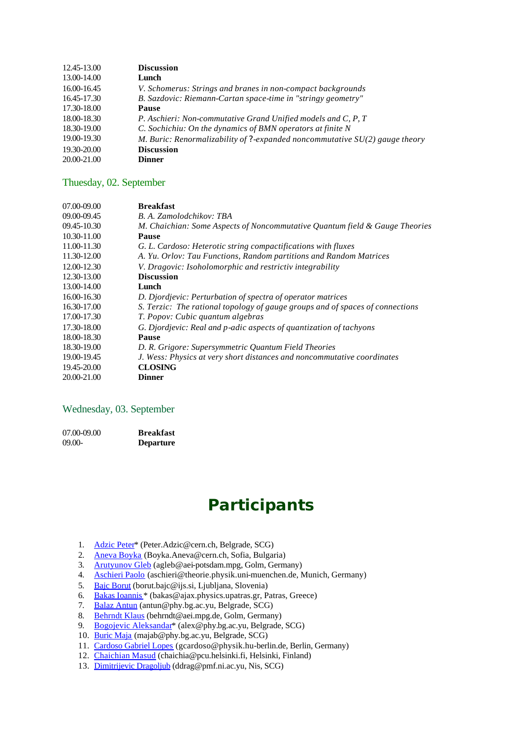| | |
|---|---|
| 12.45-13.00 | **Discussion** |
| 13.00-14.00 | **Lunch** |
| 16.00-16.45 | *V. Schomerus: Strings and branes in non-compact backgrounds* |
| 16.45-17.30 | *B. Sazdovic: Riemann-Cartan space-time in "stringy geometry"* |
| 17.30-18.00 | **Pause** |
| 18.00-18.30 | *P. Aschieri: Non-commutative Grand Unified models and C, P, T* |
| 18.30-19.00 | *C. Sochichiu: On the dynamics of BMN operators at finite N* |
| 19.00-19.30 | *M. Buric: Renormalizability of ?-expanded noncommutative SU(2) gauge theory* |
| 19.30-20.00 | **Discussion** |
| 20.00-21.00 | **Dinner** |

## Thuesday, 02. September

| | |
|---|---|
| 07.00-09.00 | **Breakfast** |
| 09.00-09.45 | *B. A. Zamolodchikov: TBA* |
| 09.45-10.30 | *M. Chaichian: Some Aspects of Noncommutative Quantum field & Gauge Theories* |
| 10.30-11.00 | **Pause** |
| 11.00-11.30 | *G. L. Cardoso: Heterotic string compactifications with fluxes* |
| 11.30-12.00 | *A. Yu. Orlov: Tau Functions, Random partitions and Random Matrices* |
| 12.00-12.30 | *V. Dragovic: Isoholomorphic and restrictiv integrability* |
| 12.30-13.00 | **Discussion** |
| 13.00-14.00 | **Lunch** |
| 16.00-16.30 | *D. Djordjevic: Perturbation of spectra of operator matrices* |
| 16.30-17.00 | *S. Terzic: The rational topology of gauge groups and of spaces of connections* |
| 17.00-17.30 | *T. Popov: Cubic quantum algebras* |
| 17.30-18.00 | *G. Djordjevic: Real and p-adic aspects of quantization of tachyons* |
| 18.00-18.30 | **Pause** |
| 18.30-19.00 | *D. R. Grigore: Supersymmetric Quantum Field Theories* |
| 19.00-19.45 | *J. Wess: Physics at very short distances and noncommutative coordinates* |
| 19.45-20.00 | **CLOSING** |
| 20.00-21.00 | **Dinner** |

## Wednesday, 03. September

| | |
|---|---|
| 07.00-09.00 | **Breakfast** |
| 09.00- | **Departure** |

# Participants

1. Adzic Peter* (Peter.Adzic@cern.ch, Belgrade, SCG)
2. Aneva Boyka (Boyka.Aneva@cern.ch, Sofia, Bulgaria)
3. Arutyunov Gleb (agleb@aei-potsdam.mpg, Golm, Germany)
4. Aschieri Paolo (aschieri@theorie.physik.uni-muenchen.de, Munich, Germany)
5. Bajc Borut (borut.bajc@ijs.si, Ljubljana, Slovenia)
6. Bakas Ioannis * (bakas@ajax.physics.upatras.gr, Patras, Greece)
7. Balaz Antun (antun@phy.bg.ac.yu, Belgrade, SCG)
8. Behrndt Klaus (behrndt@aei.mpg.de, Golm, Germany)
9. Bogojevic Aleksandar* (alex@phy.bg.ac.yu, Belgrade, SCG)
10. Buric Maja (majab@phy.bg.ac.yu, Belgrade, SCG)
11. Cardoso Gabriel Lopes (gcardoso@physik.hu-berlin.de, Berlin, Germany)
12. Chaichian Masud (chaichia@pcu.helsinki.fi, Helsinki, Finland)
13. Dimitrijevic Dragoljub (ddrag@pmf.ni.ac.yu, Nis, SCG)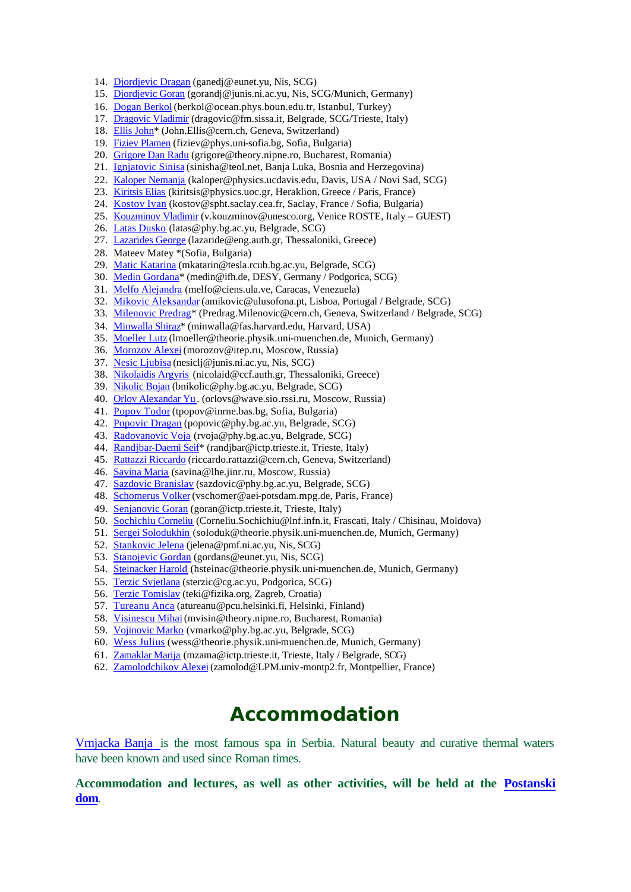14. Djordjevic Dragan (ganedj@eunet.yu, Nis, SCG)
15. Djordjevic Goran (gorandj@junis.ni.ac.yu, Nis, SCG/Munich, Germany)
16. Dogan Berkol (berkol@ocean.phys.boun.edu.tr, Istanbul, Turkey)
17. Dragovic Vladimir (dragovic@fm.sissa.it, Belgrade, SCG/Trieste, Italy)
18. Ellis John* (John.Ellis@cern.ch, Geneva, Switzerland)
19. Fiziev Plamen (fiziev@phys.uni-sofia.bg, Sofia, Bulgaria)
20. Grigore Dan Radu (grigore@theory.nipne.ro, Bucharest, Romania)
21. Ignjatovic Sinisa (sinisha@teol.net, Banja Luka, Bosnia and Herzegovina)
22. Kaloper Nemanja (kaloper@physics.ucdavis.edu, Davis, USA / Novi Sad, SCG)
23. Kiritsis Elias (kiritsis@physics.uoc.gr, Heraklion, Greece / Paris, France)
24. Kostov Ivan (kostov@spht.saclay.cea.fr, Saclay, France / Sofia, Bulgaria)
25. Kouzminov Vladimir (v.kouzminov@unesco.org, Venice ROSTE, Italy – GUEST)
26. Latas Dusko (latas@phy.bg.ac.yu, Belgrade, SCG)
27. Lazarides George (lazaride@eng.auth.gr, Thessaloniki, Greece)
28. Mateev Matey *(Sofia, Bulgaria)
29. Matic Katarina (mkatarin@tesla.rcub.bg.ac.yu, Belgrade, SCG)
30. Medin Gordana* (medin@ifh.de, DESY, Germany / Podgorica, SCG)
31. Melfo Alejandra (melfo@ciens.ula.ve, Caracas, Venezuela)
32. Mikovic Aleksandar (amikovic@ulusofona.pt, Lisboa, Portugal / Belgrade, SCG)
33. Milenovic Predrag* (Predrag.Milenovic@cern.ch, Geneva, Switzerland / Belgrade, SCG)
34. Minwalla Shiraz* (minwalla@fas.harvard.edu, Harvard, USA)
35. Moeller Lutz (lmoeller@theorie.physik.uni-muenchen.de, Munich, Germany)
36. Morozov Alexei (morozov@itep.ru, Moscow, Russia)
37. Nesic Ljubisa (nesiclj@junis.ni.ac.yu, Nis, SCG)
38. Nikolaidis Argyris (nicolaid@ccf.auth.gr, Thessaloniki, Greece)
39. Nikolic Bojan (bnikolic@phy.bg.ac.yu, Belgrade, SCG)
40. Orlov Alexandar Yu. (orlovs@wave.sio.rssi.ru, Moscow, Russia)
41. Popov Todor (tpopov@inrne.bas.bg, Sofia, Bulgaria)
42. Popovic Dragan (popovic@phy.bg.ac.yu, Belgrade, SCG)
43. Radovanovic Voja (rvoja@phy.bg.ac.yu, Belgrade, SCG)
44. Randjbar-Daemi Seif* (randjbar@ictp.trieste.it, Trieste, Italy)
45. Rattazzi Riccardo (riccardo.rattazzi@cern.ch, Geneva, Switzerland)
46. Savina Maria (savina@lhe.jinr.ru, Moscow, Russia)
47. Sazdovic Branislav (sazdovic@phy.bg.ac.yu, Belgrade, SCG)
48. Schomerus Volker (vschomer@aei-potsdam.mpg.de, Paris, France)
49. Senjanovic Goran (goran@ictp.trieste.it, Trieste, Italy)
50. Sochichiu Corneliu (Corneliu.Sochichiu@lnf.infn.it, Frascati, Italy / Chisinau, Moldova)
51. Sergei Solodukhin (soloduk@theorie.physik.uni-muenchen.de, Munich, Germany)
52. Stankovic Jelena (jelena@pmf.ni.ac.yu, Nis, SCG)
53. Stanojevic Gordan (gordans@eunet.yu, Nis, SCG)
54. Steinacker Harold (hsteinac@theorie.physik.uni-muenchen.de, Munich, Germany)
55. Terzic Svjetlana (sterzic@cg.ac.yu, Podgorica, SCG)
56. Terzic Tomislav (teki@fizika.org, Zagreb, Croatia)
57. Tureanu Anca (atureanu@pcu.helsinki.fi, Helsinki, Finland)
58. Visinescu Mihai (mvisin@theory.nipne.ro, Bucharest, Romania)
59. Vojinovic Marko (vmarko@phy.bg.ac.yu, Belgrade, SCG)
60. Wess Julius (wess@theorie.physik.uni-muenchen.de, Munich, Germany)
61. Zamaklar Marija (mzama@ictp.trieste.it, Trieste, Italy / Belgrade, SCG)
62. Zamolodchikov Alexei (zamolod@LPM.univ-montp2.fr, Montpellier, France)

# Accommodation

Vrnjacka Banja is the most famous spa in Serbia. Natural beauty and curative thermal waters have been known and used since Roman times.

**Accommodation and lectures, as well as other activities, will be held at the Postanski dom.**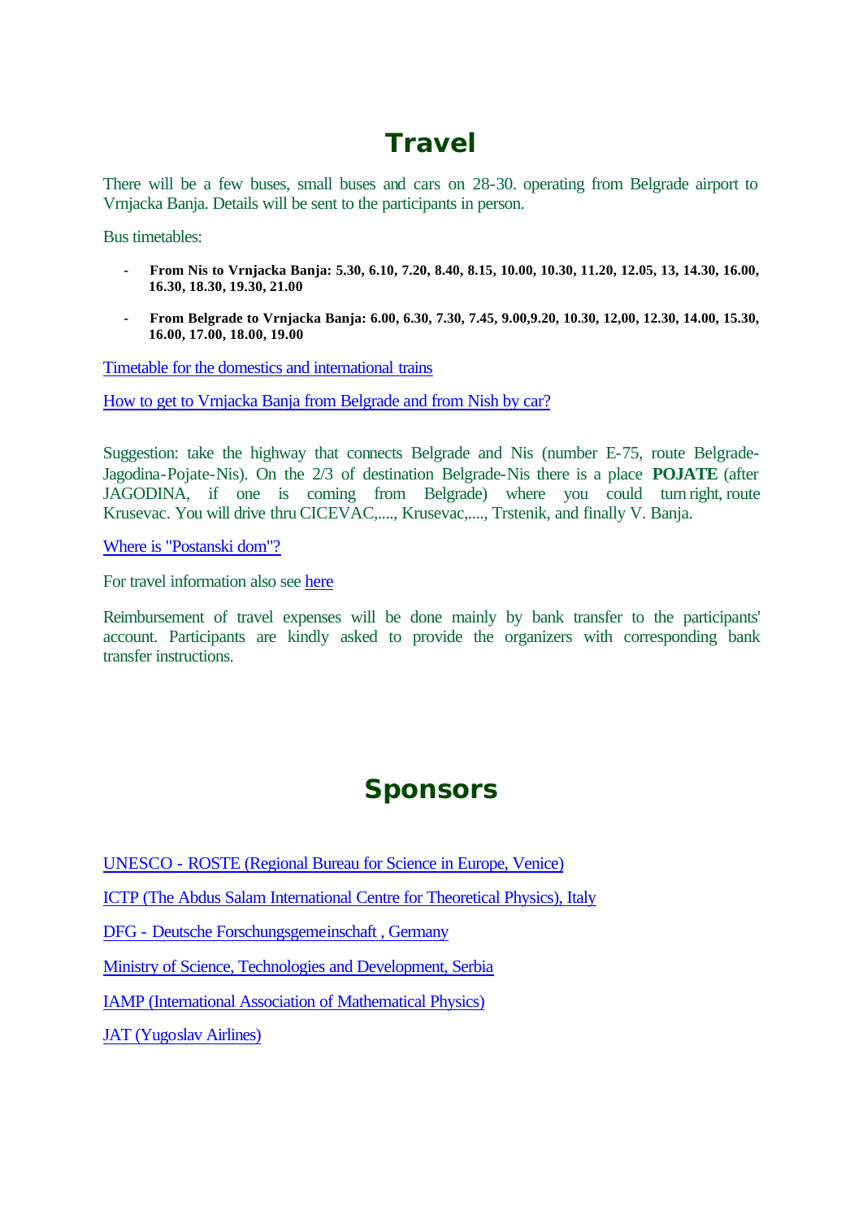# Travel

There will be a few buses, small buses and cars on 28-30. operating from Belgrade airport to Vrnjacka Banja. Details will be sent to the participants in person.

Bus timetables:

- **From Nis to Vrnjacka Banja: 5.30, 6.10, 7.20, 8.40, 8.15, 10.00, 10.30, 11.20, 12.05, 13, 14.30, 16.00, 16.30, 18.30, 19.30, 21.00**
- **From Belgrade to Vrnjacka Banja: 6.00, 6.30, 7.30, 7.45, 9.00,9.20, 10.30, 12,00, 12.30, 14.00, 15.30, 16.00, 17.00, 18.00, 19.00**

Timetable for the domestics and international trains

How to get to Vrnjacka Banja from Belgrade and from Nish by car?

Suggestion: take the highway that connects Belgrade and Nis (number E-75, route Belgrade-Jagodina-Pojate-Nis). On the 2/3 of destination Belgrade-Nis there is a place **POJATE** (after JAGODINA, if one is coming from Belgrade) where you could turn right, route Krusevac. You will drive thru CICEVAC,...., Krusevac,...., Trstenik, and finally V. Banja.

Where is "Postanski dom"?

For travel information also see here

Reimbursement of travel expenses will be done mainly by bank transfer to the participants' account. Participants are kindly asked to provide the organizers with corresponding bank transfer instructions.

# Sponsors

UNESCO - ROSTE (Regional Bureau for Science in Europe, Venice)

ICTP (The Abdus Salam International Centre for Theoretical Physics), Italy

DFG - Deutsche Forschungsgemeinschaft , Germany

Ministry of Science, Technologies and Development, Serbia

IAMP (International Association of Mathematical Physics)

JAT (Yugoslav Airlines)